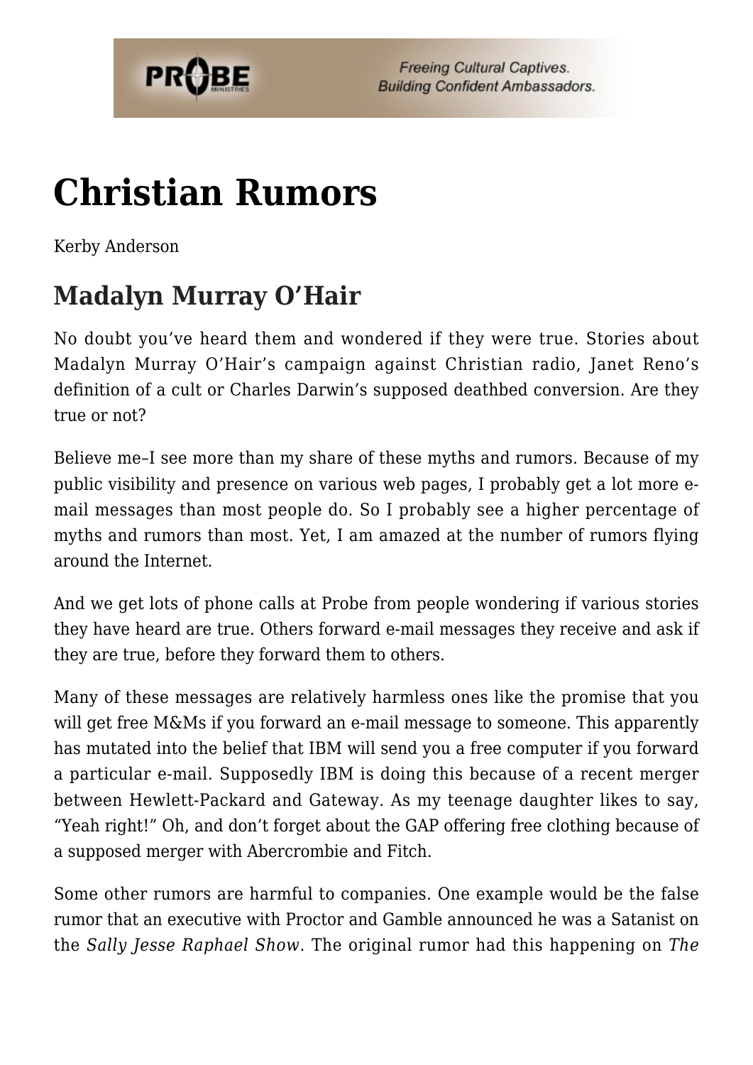# Christian Rumors

Kerby Anderson

## Madalyn Murray O'Hair

No doubt you've heard them and wondered if they were true. Stories about Madalyn Murray O'Hair's campaign against Christian radio, Janet Reno's definition of a cult or Charles Darwin's supposed deathbed conversion. Are they true or not?

Believe me–I see more than my share of these myths and rumors. Because of my public visibility and presence on various web pages, I probably get a lot more e-mail messages than most people do. So I probably see a higher percentage of myths and rumors than most. Yet, I am amazed at the number of rumors flying around the Internet.

And we get lots of phone calls at Probe from people wondering if various stories they have heard are true. Others forward e-mail messages they receive and ask if they are true, before they forward them to others.

Many of these messages are relatively harmless ones like the promise that you will get free M&Ms if you forward an e-mail message to someone. This apparently has mutated into the belief that IBM will send you a free computer if you forward a particular e-mail. Supposedly IBM is doing this because of a recent merger between Hewlett-Packard and Gateway. As my teenage daughter likes to say, "Yeah right!" Oh, and don't forget about the GAP offering free clothing because of a supposed merger with Abercrombie and Fitch.

Some other rumors are harmful to companies. One example would be the false rumor that an executive with Proctor and Gamble announced he was a Satanist on the *Sally Jesse Raphael Show*. The original rumor had this happening on *The*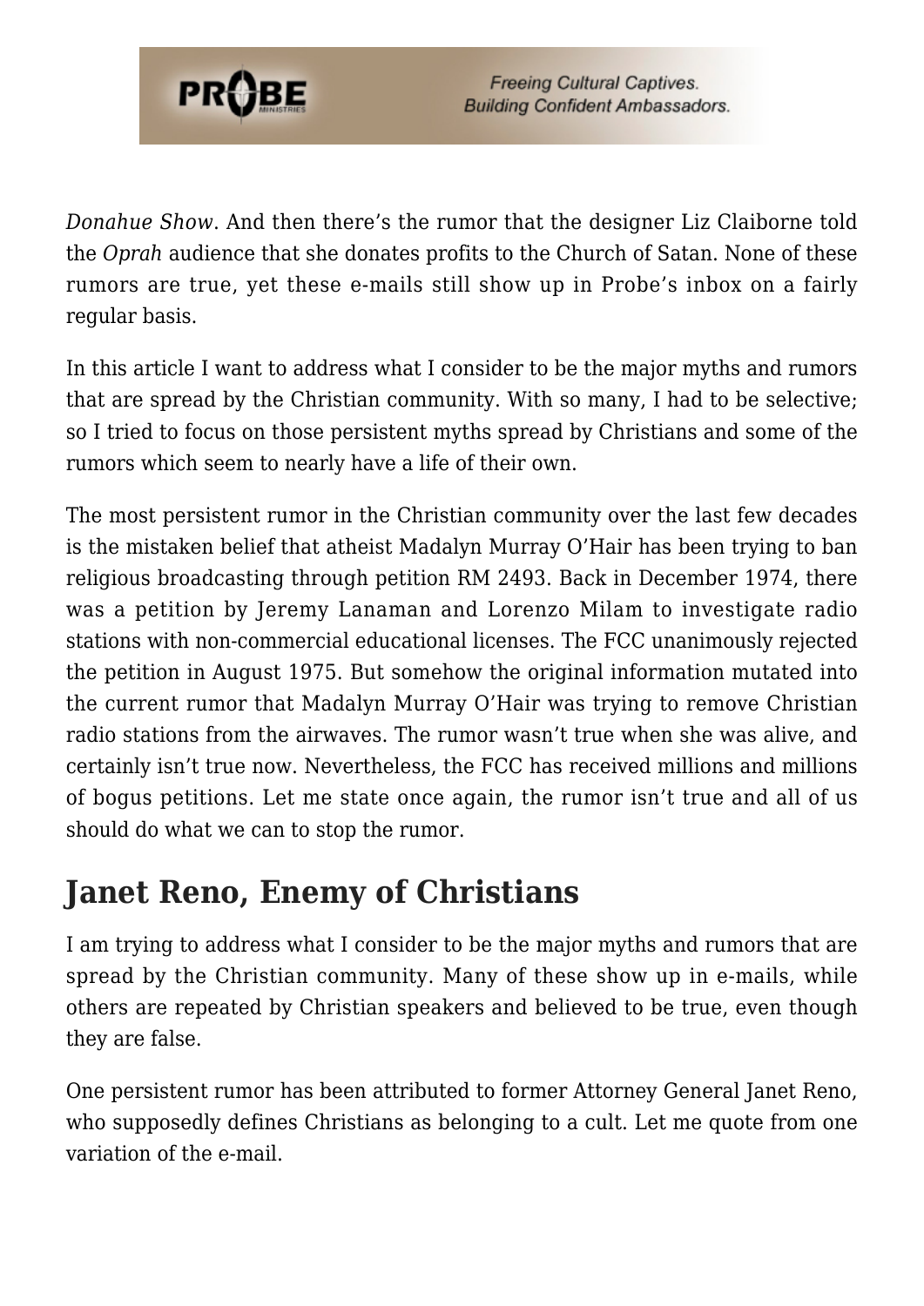*Donahue Show*. And then there's the rumor that the designer Liz Claiborne told the *Oprah* audience that she donates profits to the Church of Satan. None of these rumors are true, yet these e-mails still show up in Probe's inbox on a fairly regular basis.

In this article I want to address what I consider to be the major myths and rumors that are spread by the Christian community. With so many, I had to be selective; so I tried to focus on those persistent myths spread by Christians and some of the rumors which seem to nearly have a life of their own.

The most persistent rumor in the Christian community over the last few decades is the mistaken belief that atheist Madalyn Murray O'Hair has been trying to ban religious broadcasting through petition RM 2493. Back in December 1974, there was a petition by Jeremy Lanaman and Lorenzo Milam to investigate radio stations with non-commercial educational licenses. The FCC unanimously rejected the petition in August 1975. But somehow the original information mutated into the current rumor that Madalyn Murray O'Hair was trying to remove Christian radio stations from the airwaves. The rumor wasn't true when she was alive, and certainly isn't true now. Nevertheless, the FCC has received millions and millions of bogus petitions. Let me state once again, the rumor isn't true and all of us should do what we can to stop the rumor.

## Janet Reno, Enemy of Christians

I am trying to address what I consider to be the major myths and rumors that are spread by the Christian community. Many of these show up in e-mails, while others are repeated by Christian speakers and believed to be true, even though they are false.

One persistent rumor has been attributed to former Attorney General Janet Reno, who supposedly defines Christians as belonging to a cult. Let me quote from one variation of the e-mail.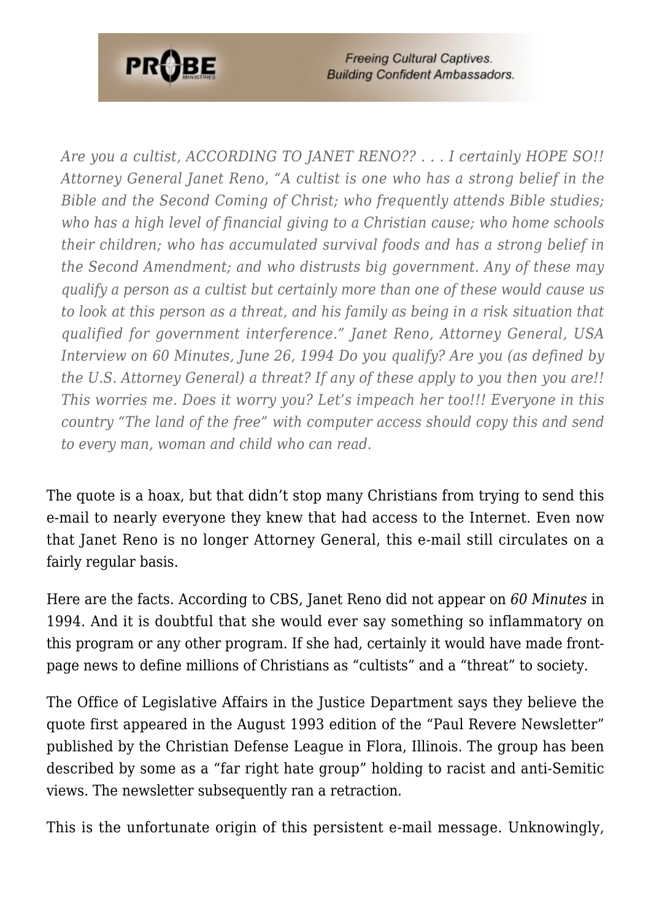> *Are you a cultist, ACCORDING TO JANET RENO?? . . . I certainly HOPE SO!! Attorney General Janet Reno, "A cultist is one who has a strong belief in the Bible and the Second Coming of Christ; who frequently attends Bible studies; who has a high level of financial giving to a Christian cause; who home schools their children; who has accumulated survival foods and has a strong belief in the Second Amendment; and who distrusts big government. Any of these may qualify a person as a cultist but certainly more than one of these would cause us to look at this person as a threat, and his family as being in a risk situation that qualified for government interference." Janet Reno, Attorney General, USA Interview on 60 Minutes, June 26, 1994 Do you qualify? Are you (as defined by the U.S. Attorney General) a threat? If any of these apply to you then you are!! This worries me. Does it worry you? Let's impeach her too!!! Everyone in this country "The land of the free" with computer access should copy this and send to every man, woman and child who can read.*

The quote is a hoax, but that didn't stop many Christians from trying to send this e-mail to nearly everyone they knew that had access to the Internet. Even now that Janet Reno is no longer Attorney General, this e-mail still circulates on a fairly regular basis.

Here are the facts. According to CBS, Janet Reno did not appear on *60 Minutes* in 1994. And it is doubtful that she would ever say something so inflammatory on this program or any other program. If she had, certainly it would have made front-page news to define millions of Christians as "cultists" and a "threat" to society.

The Office of Legislative Affairs in the Justice Department says they believe the quote first appeared in the August 1993 edition of the "Paul Revere Newsletter" published by the Christian Defense League in Flora, Illinois. The group has been described by some as a "far right hate group" holding to racist and anti-Semitic views. The newsletter subsequently ran a retraction.

This is the unfortunate origin of this persistent e-mail message. Unknowingly,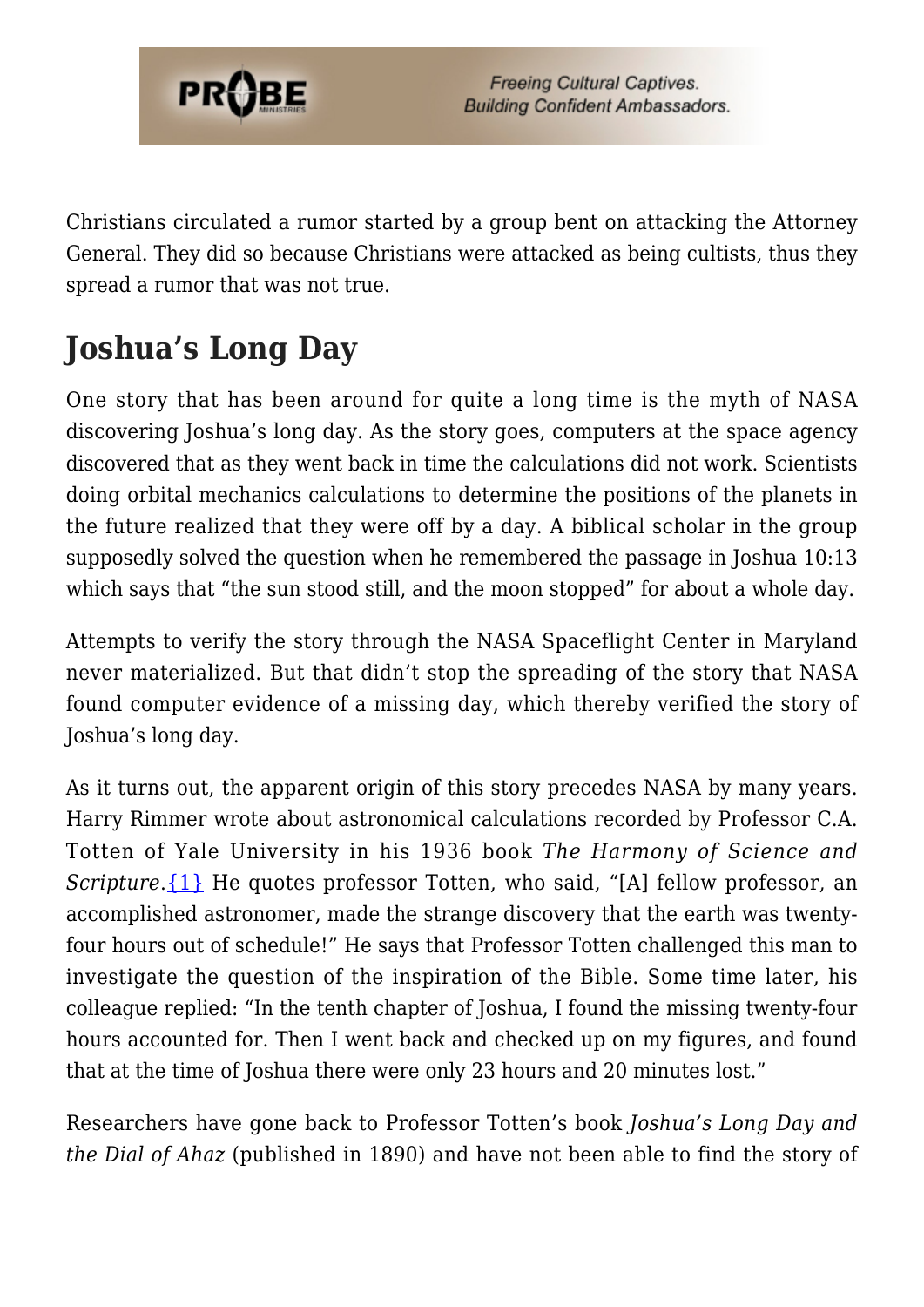Christians circulated a rumor started by a group bent on attacking the Attorney General. They did so because Christians were attacked as being cultists, thus they spread a rumor that was not true.

## Joshua's Long Day

One story that has been around for quite a long time is the myth of NASA discovering Joshua's long day. As the story goes, computers at the space agency discovered that as they went back in time the calculations did not work. Scientists doing orbital mechanics calculations to determine the positions of the planets in the future realized that they were off by a day. A biblical scholar in the group supposedly solved the question when he remembered the passage in Joshua 10:13 which says that "the sun stood still, and the moon stopped" for about a whole day.

Attempts to verify the story through the NASA Spaceflight Center in Maryland never materialized. But that didn't stop the spreading of the story that NASA found computer evidence of a missing day, which thereby verified the story of Joshua's long day.

As it turns out, the apparent origin of this story precedes NASA by many years. Harry Rimmer wrote about astronomical calculations recorded by Professor C.A. Totten of Yale University in his 1936 book *The Harmony of Science and Scripture*.{1} He quotes professor Totten, who said, "[A] fellow professor, an accomplished astronomer, made the strange discovery that the earth was twenty-four hours out of schedule!" He says that Professor Totten challenged this man to investigate the question of the inspiration of the Bible. Some time later, his colleague replied: "In the tenth chapter of Joshua, I found the missing twenty-four hours accounted for. Then I went back and checked up on my figures, and found that at the time of Joshua there were only 23 hours and 20 minutes lost."

Researchers have gone back to Professor Totten's book *Joshua's Long Day and the Dial of Ahaz* (published in 1890) and have not been able to find the story of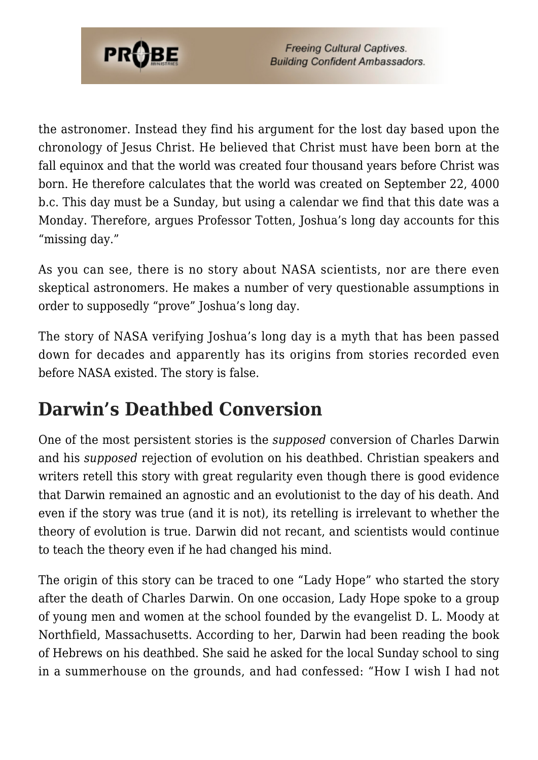the astronomer. Instead they find his argument for the lost day based upon the chronology of Jesus Christ. He believed that Christ must have been born at the fall equinox and that the world was created four thousand years before Christ was born. He therefore calculates that the world was created on September 22, 4000 b.c. This day must be a Sunday, but using a calendar we find that this date was a Monday. Therefore, argues Professor Totten, Joshua's long day accounts for this "missing day."

As you can see, there is no story about NASA scientists, nor are there even skeptical astronomers. He makes a number of very questionable assumptions in order to supposedly "prove" Joshua's long day.

The story of NASA verifying Joshua's long day is a myth that has been passed down for decades and apparently has its origins from stories recorded even before NASA existed. The story is false.

## Darwin's Deathbed Conversion

One of the most persistent stories is the *supposed* conversion of Charles Darwin and his *supposed* rejection of evolution on his deathbed. Christian speakers and writers retell this story with great regularity even though there is good evidence that Darwin remained an agnostic and an evolutionist to the day of his death. And even if the story was true (and it is not), its retelling is irrelevant to whether the theory of evolution is true. Darwin did not recant, and scientists would continue to teach the theory even if he had changed his mind.

The origin of this story can be traced to one "Lady Hope" who started the story after the death of Charles Darwin. On one occasion, Lady Hope spoke to a group of young men and women at the school founded by the evangelist D. L. Moody at Northfield, Massachusetts. According to her, Darwin had been reading the book of Hebrews on his deathbed. She said he asked for the local Sunday school to sing in a summerhouse on the grounds, and had confessed: "How I wish I had not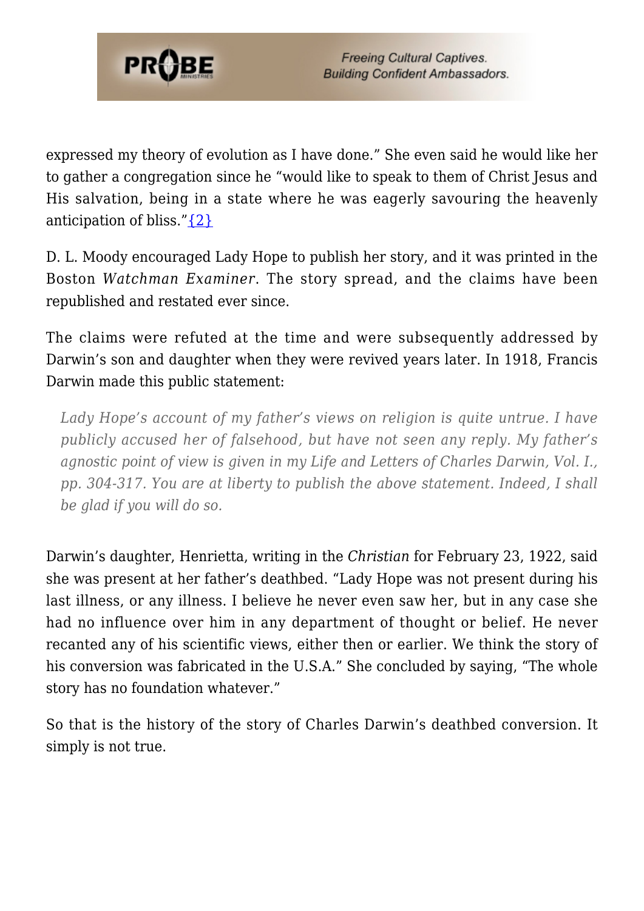expressed my theory of evolution as I have done." She even said he would like her to gather a congregation since he "would like to speak to them of Christ Jesus and His salvation, being in a state where he was eagerly savouring the heavenly anticipation of bliss."{2}

D. L. Moody encouraged Lady Hope to publish her story, and it was printed in the Boston *Watchman Examiner*. The story spread, and the claims have been republished and restated ever since.

The claims were refuted at the time and were subsequently addressed by Darwin's son and daughter when they were revived years later. In 1918, Francis Darwin made this public statement:

> *Lady Hope's account of my father's views on religion is quite untrue. I have publicly accused her of falsehood, but have not seen any reply. My father's agnostic point of view is given in my Life and Letters of Charles Darwin, Vol. I., pp. 304-317. You are at liberty to publish the above statement. Indeed, I shall be glad if you will do so.*

Darwin's daughter, Henrietta, writing in the *Christian* for February 23, 1922, said she was present at her father's deathbed. "Lady Hope was not present during his last illness, or any illness. I believe he never even saw her, but in any case she had no influence over him in any department of thought or belief. He never recanted any of his scientific views, either then or earlier. We think the story of his conversion was fabricated in the U.S.A." She concluded by saying, "The whole story has no foundation whatever."

So that is the history of the story of Charles Darwin's deathbed conversion. It simply is not true.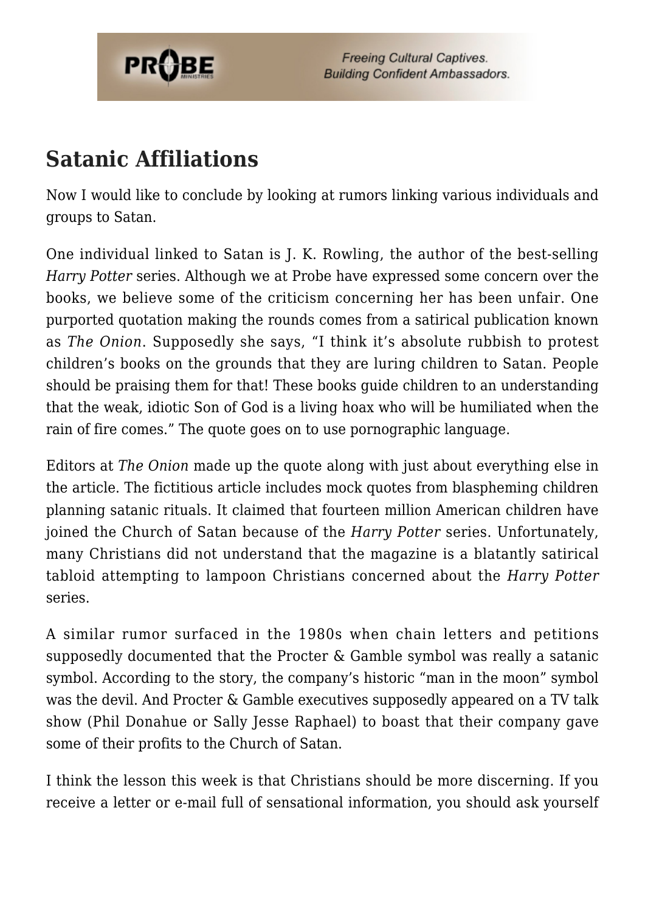## Satanic Affiliations

Now I would like to conclude by looking at rumors linking various individuals and groups to Satan.

One individual linked to Satan is J. K. Rowling, the author of the best-selling *Harry Potter* series. Although we at Probe have expressed some concern over the books, we believe some of the criticism concerning her has been unfair. One purported quotation making the rounds comes from a satirical publication known as *The Onion*. Supposedly she says, "I think it's absolute rubbish to protest children's books on the grounds that they are luring children to Satan. People should be praising them for that! These books guide children to an understanding that the weak, idiotic Son of God is a living hoax who will be humiliated when the rain of fire comes." The quote goes on to use pornographic language.

Editors at *The Onion* made up the quote along with just about everything else in the article. The fictitious article includes mock quotes from blaspheming children planning satanic rituals. It claimed that fourteen million American children have joined the Church of Satan because of the *Harry Potter* series. Unfortunately, many Christians did not understand that the magazine is a blatantly satirical tabloid attempting to lampoon Christians concerned about the *Harry Potter* series.

A similar rumor surfaced in the 1980s when chain letters and petitions supposedly documented that the Procter & Gamble symbol was really a satanic symbol. According to the story, the company's historic "man in the moon" symbol was the devil. And Procter & Gamble executives supposedly appeared on a TV talk show (Phil Donahue or Sally Jesse Raphael) to boast that their company gave some of their profits to the Church of Satan.

I think the lesson this week is that Christians should be more discerning. If you receive a letter or e-mail full of sensational information, you should ask yourself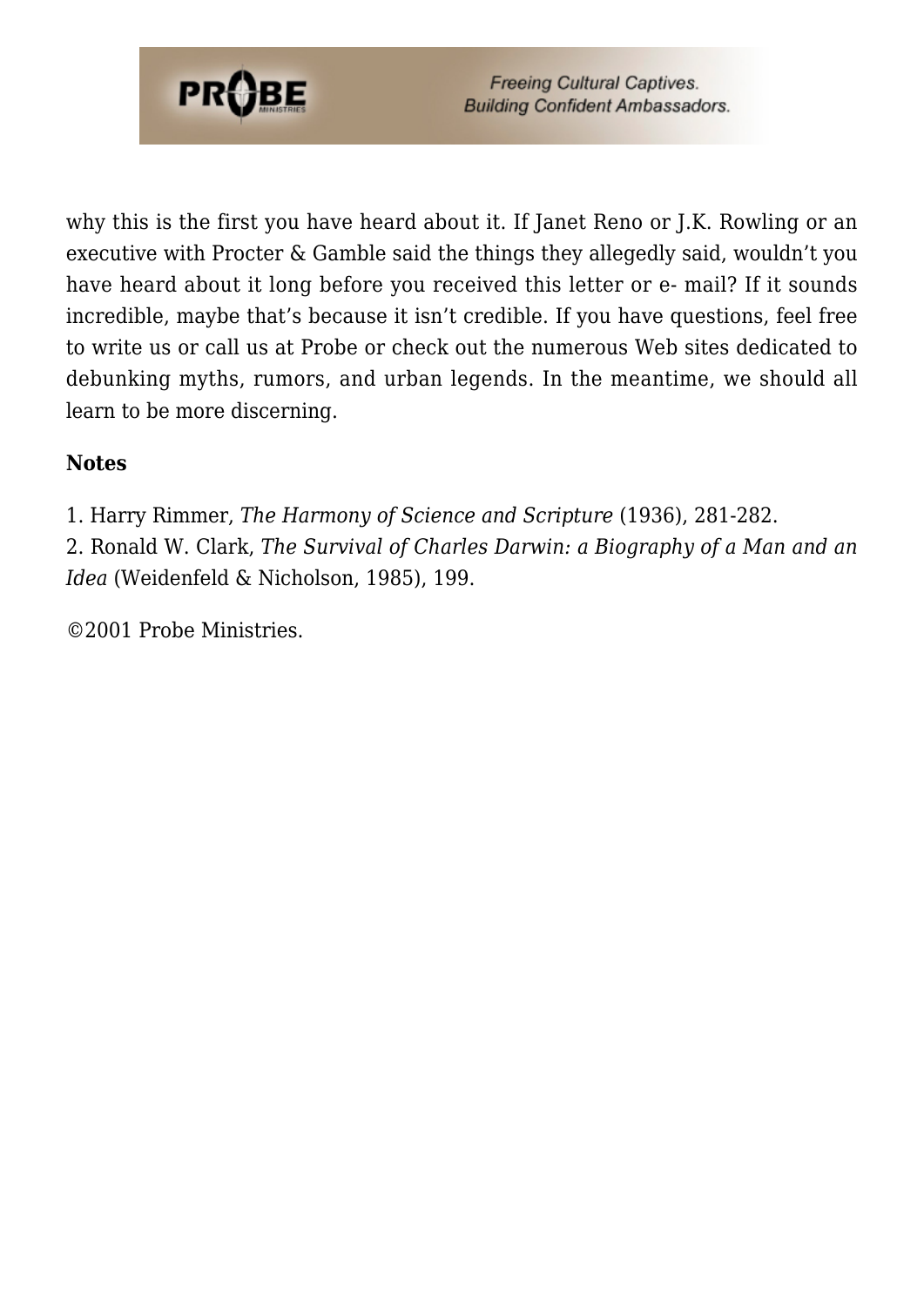why this is the first you have heard about it. If Janet Reno or J.K. Rowling or an executive with Procter & Gamble said the things they allegedly said, wouldn't you have heard about it long before you received this letter or e- mail? If it sounds incredible, maybe that's because it isn't credible. If you have questions, feel free to write us or call us at Probe or check out the numerous Web sites dedicated to debunking myths, rumors, and urban legends. In the meantime, we should all learn to be more discerning.

**Notes**

1. Harry Rimmer, *The Harmony of Science and Scripture* (1936), 281-282.
2. Ronald W. Clark, *The Survival of Charles Darwin: a Biography of a Man and an Idea* (Weidenfeld & Nicholson, 1985), 199.

©2001 Probe Ministries.